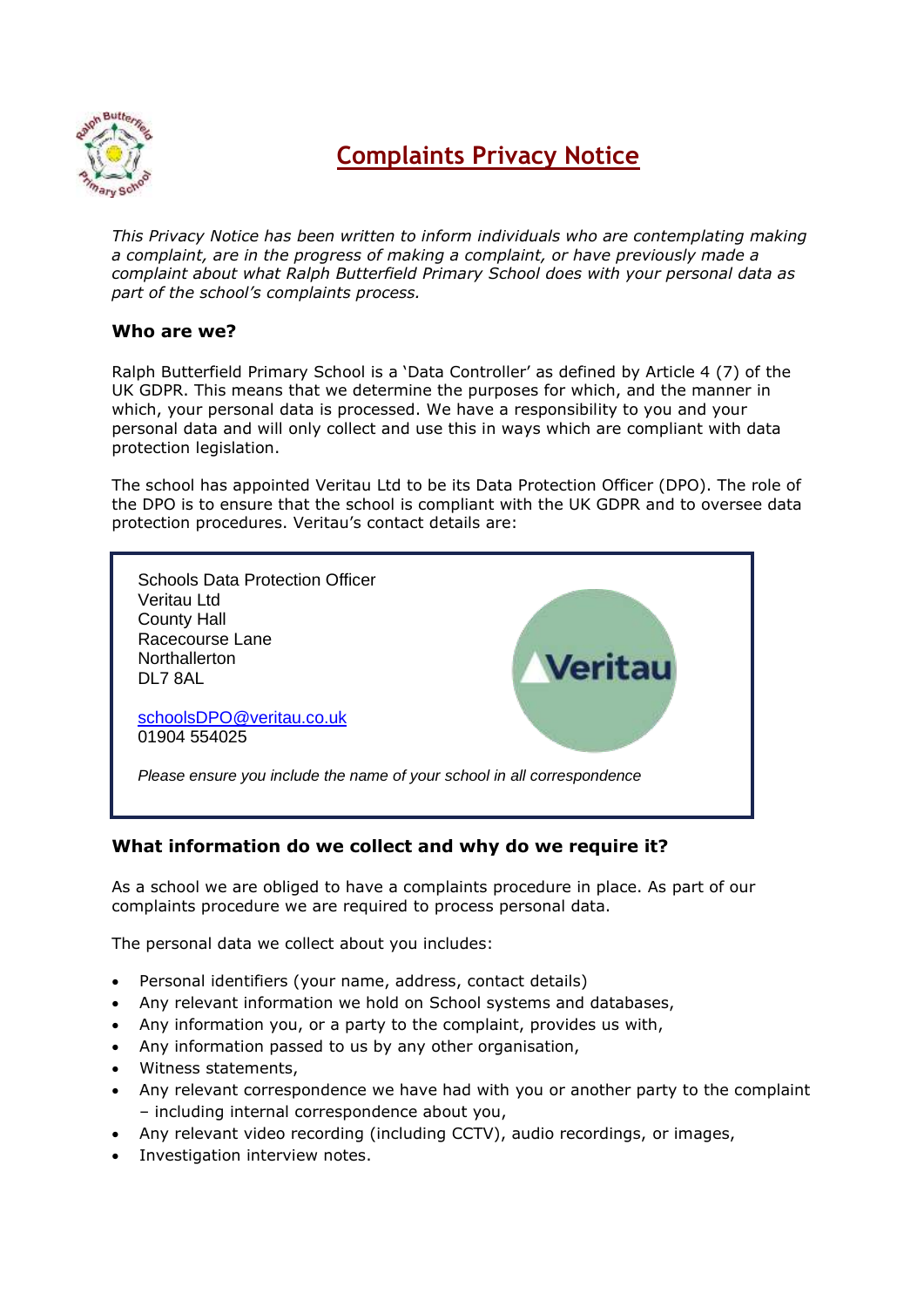# Complaints Privacy Notice

*This Privacy Notice has been written to inform individuals who are contemplating making a complaint, are in the progress of making a complaint, or have previously made a complaint about what Ralph Butterfield Primary School does with your personal data as part of the school's complaints process.*

### Who are we?

Ralph Butterfield Primary School is a 'Data Controller' as defined by Article 4 (7) of the UK GDPR. This means that we determine the purposes for which, and the manner in which, your personal data is processed. We have a responsibility to you and your personal data and will only collect and use this in ways which are compliant with data protection legislation.

The school has appointed Veritau Ltd to be its Data Protection Officer (DPO). The role of the DPO is to ensure that the school is compliant with the UK GDPR and to oversee data protection procedures. Veritau's contact details are:

Schools Data Protection Officer
Veritau Ltd
County Hall
Racecourse Lane
Northallerton
DL7 8AL

schoolsDPO@veritau.co.uk
01904 554025

*Please ensure you include the name of your school in all correspondence*

### What information do we collect and why do we require it?

As a school we are obliged to have a complaints procedure in place. As part of our complaints procedure we are required to process personal data.

The personal data we collect about you includes:

- Personal identifiers (your name, address, contact details)
- Any relevant information we hold on School systems and databases,
- Any information you, or a party to the complaint, provides us with,
- Any information passed to us by any other organisation,
- Witness statements,
- Any relevant correspondence we have had with you or another party to the complaint – including internal correspondence about you,
- Any relevant video recording (including CCTV), audio recordings, or images,
- Investigation interview notes.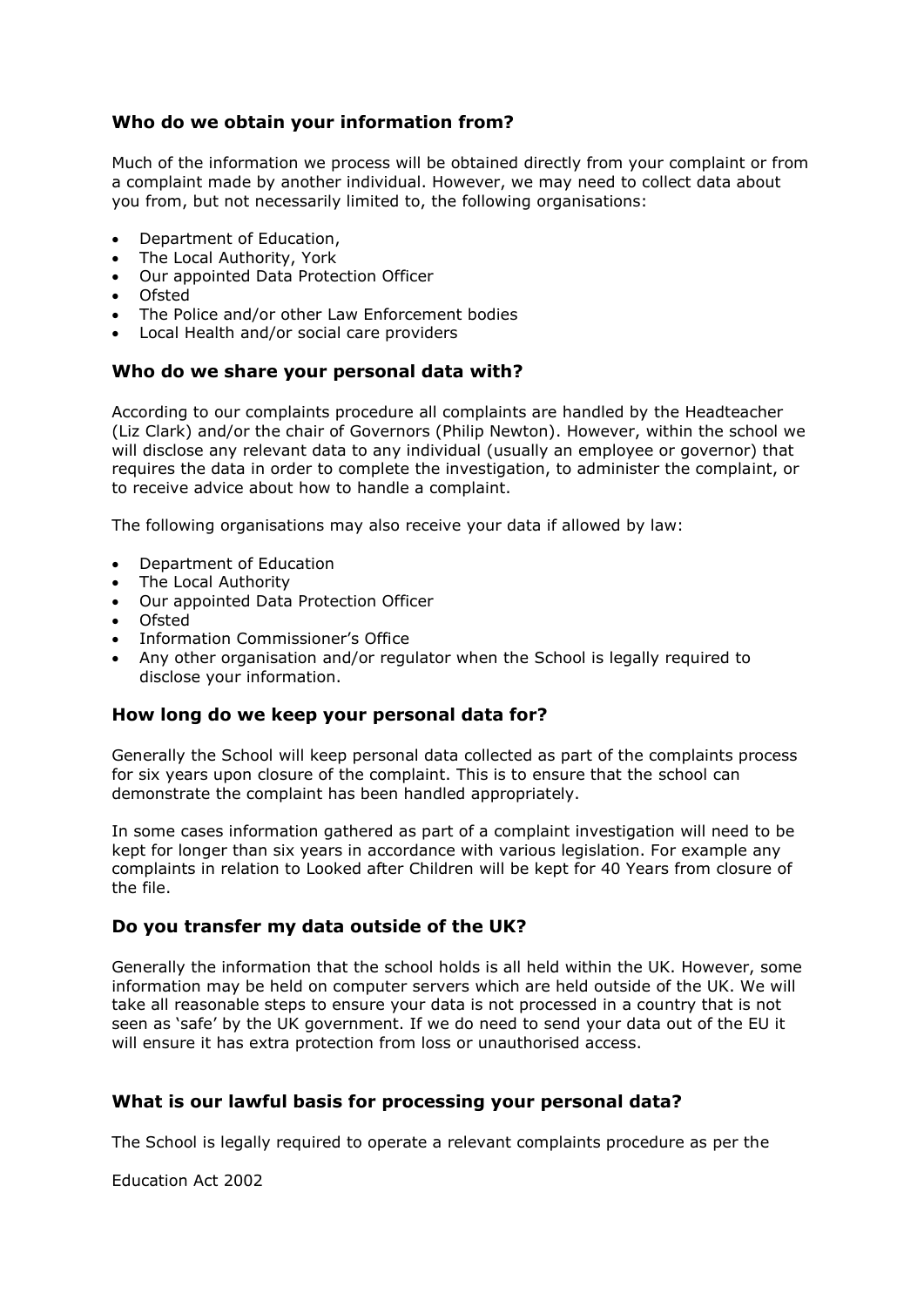### Who do we obtain your information from?

Much of the information we process will be obtained directly from your complaint or from a complaint made by another individual. However, we may need to collect data about you from, but not necessarily limited to, the following organisations:

- Department of Education,
- The Local Authority, York
- Our appointed Data Protection Officer
- Ofsted
- The Police and/or other Law Enforcement bodies
- Local Health and/or social care providers

### Who do we share your personal data with?

According to our complaints procedure all complaints are handled by the Headteacher (Liz Clark) and/or the chair of Governors (Philip Newton). However, within the school we will disclose any relevant data to any individual (usually an employee or governor) that requires the data in order to complete the investigation, to administer the complaint, or to receive advice about how to handle a complaint.

The following organisations may also receive your data if allowed by law:

- Department of Education
- The Local Authority
- Our appointed Data Protection Officer
- Ofsted
- Information Commissioner's Office
- Any other organisation and/or regulator when the School is legally required to disclose your information.

### How long do we keep your personal data for?

Generally the School will keep personal data collected as part of the complaints process for six years upon closure of the complaint. This is to ensure that the school can demonstrate the complaint has been handled appropriately.

In some cases information gathered as part of a complaint investigation will need to be kept for longer than six years in accordance with various legislation. For example any complaints in relation to Looked after Children will be kept for 40 Years from closure of the file.

### Do you transfer my data outside of the UK?

Generally the information that the school holds is all held within the UK. However, some information may be held on computer servers which are held outside of the UK. We will take all reasonable steps to ensure your data is not processed in a country that is not seen as 'safe' by the UK government. If we do need to send your data out of the EU it will ensure it has extra protection from loss or unauthorised access.

### What is our lawful basis for processing your personal data?

The School is legally required to operate a relevant complaints procedure as per the

Education Act 2002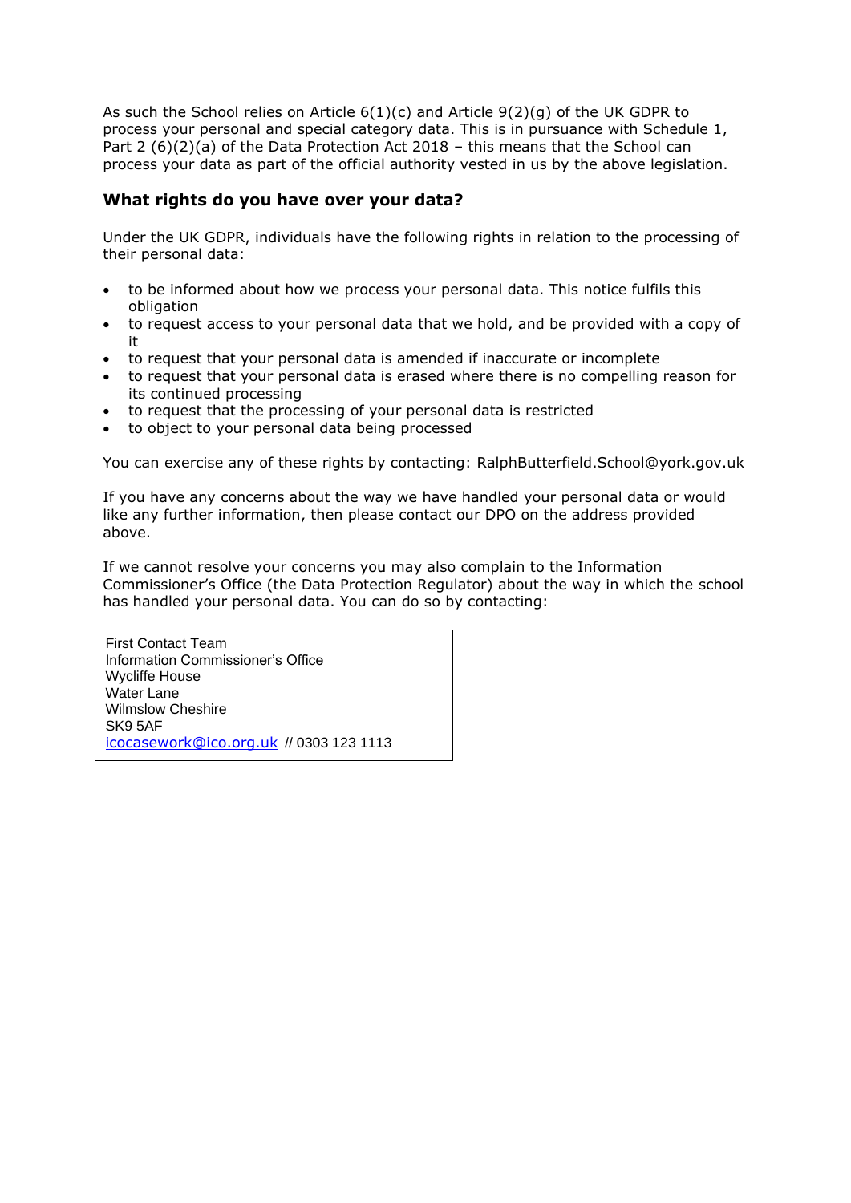As such the School relies on Article 6(1)(c) and Article 9(2)(g) of the UK GDPR to process your personal and special category data. This is in pursuance with Schedule 1, Part 2 (6)(2)(a) of the Data Protection Act 2018 – this means that the School can process your data as part of the official authority vested in us by the above legislation.

## What rights do you have over your data?

Under the UK GDPR, individuals have the following rights in relation to the processing of their personal data:

- to be informed about how we process your personal data. This notice fulfils this obligation
- to request access to your personal data that we hold, and be provided with a copy of it
- to request that your personal data is amended if inaccurate or incomplete
- to request that your personal data is erased where there is no compelling reason for its continued processing
- to request that the processing of your personal data is restricted
- to object to your personal data being processed

You can exercise any of these rights by contacting: RalphButterfield.School@york.gov.uk

If you have any concerns about the way we have handled your personal data or would like any further information, then please contact our DPO on the address provided above.

If we cannot resolve your concerns you may also complain to the Information Commissioner's Office (the Data Protection Regulator) about the way in which the school has handled your personal data. You can do so by contacting:

First Contact Team
Information Commissioner's Office
Wycliffe House
Water Lane
Wilmslow Cheshire
SK9 5AF
icocasework@ico.org.uk // 0303 123 1113